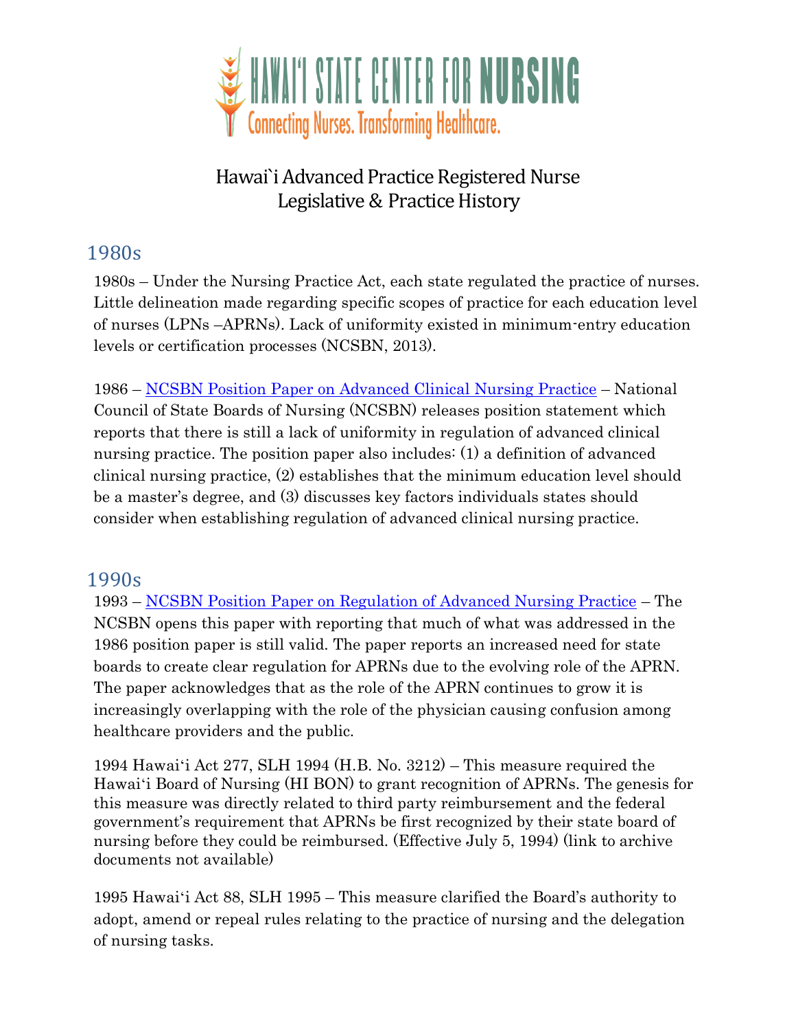HAWAI'I STATE CENTER FOR NURSING

Connecting Nurses. Transforming Healthcare.

# Hawai`i Advanced Practice Registered Nurse Legislative & Practice History

## 1980s

1980s – Under the Nursing Practice Act, each state regulated the practice of nurses. Little delineation made regarding specific scopes of practice for each education level of nurses (LPNs –APRNs). Lack of uniformity existed in minimum-entry education levels or certification processes (NCSBN, 2013).

1986 – NCSBN Position Paper on Advanced Clinical Nursing Practice – National Council of State Boards of Nursing (NCSBN) releases position statement which reports that there is still a lack of uniformity in regulation of advanced clinical nursing practice. The position paper also includes: (1) a definition of advanced clinical nursing practice, (2) establishes that the minimum education level should be a master's degree, and (3) discusses key factors individuals states should consider when establishing regulation of advanced clinical nursing practice.

## 1990s

1993 – NCSBN Position Paper on Regulation of Advanced Nursing Practice – The NCSBN opens this paper with reporting that much of what was addressed in the 1986 position paper is still valid. The paper reports an increased need for state boards to create clear regulation for APRNs due to the evolving role of the APRN. The paper acknowledges that as the role of the APRN continues to grow it is increasingly overlapping with the role of the physician causing confusion among healthcare providers and the public.

1994 Hawai'i Act 277, SLH 1994 (H.B. No. 3212) – This measure required the Hawai'i Board of Nursing (HI BON) to grant recognition of APRNs. The genesis for this measure was directly related to third party reimbursement and the federal government's requirement that APRNs be first recognized by their state board of nursing before they could be reimbursed. (Effective July 5, 1994) (link to archive documents not available)

1995 Hawai'i Act 88, SLH 1995 – This measure clarified the Board's authority to adopt, amend or repeal rules relating to the practice of nursing and the delegation of nursing tasks.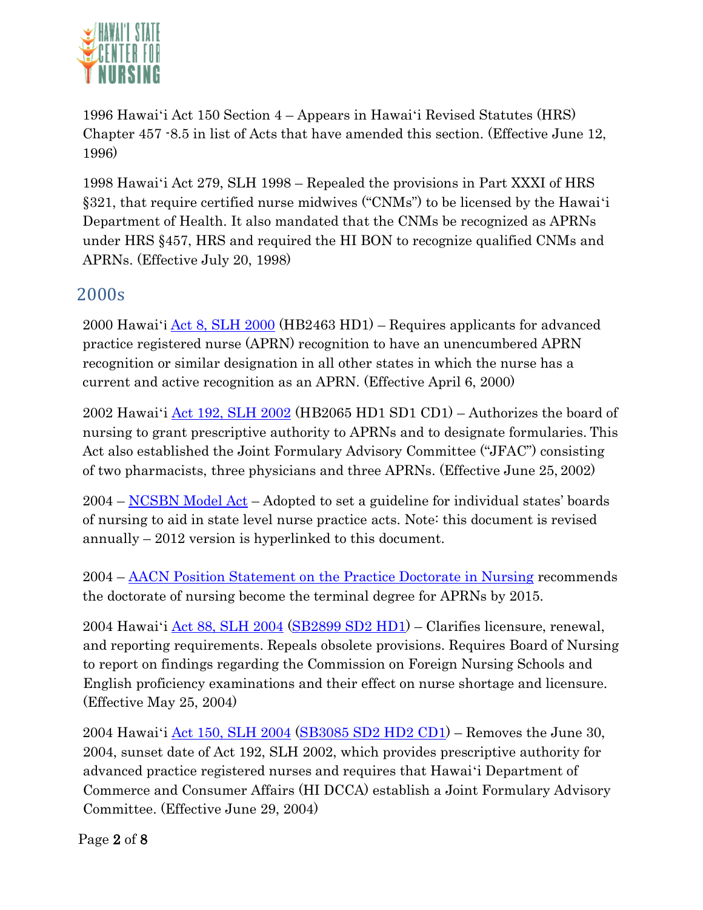1996 Hawaiʻi Act 150 Section 4 – Appears in Hawaiʻi Revised Statutes (HRS) Chapter 457 -8.5 in list of Acts that have amended this section. (Effective June 12, 1996)

1998 Hawaiʻi Act 279, SLH 1998 – Repealed the provisions in Part XXXI of HRS §321, that require certified nurse midwives ("CNMs") to be licensed by the Hawaiʻi Department of Health. It also mandated that the CNMs be recognized as APRNs under HRS §457, HRS and required the HI BON to recognize qualified CNMs and APRNs. (Effective July 20, 1998)

## 2000s

2000 Hawaiʻi Act 8, SLH 2000 (HB2463 HD1) – Requires applicants for advanced practice registered nurse (APRN) recognition to have an unencumbered APRN recognition or similar designation in all other states in which the nurse has a current and active recognition as an APRN. (Effective April 6, 2000)

2002 Hawaiʻi Act 192, SLH 2002 (HB2065 HD1 SD1 CD1) – Authorizes the board of nursing to grant prescriptive authority to APRNs and to designate formularies. This Act also established the Joint Formulary Advisory Committee ("JFAC") consisting of two pharmacists, three physicians and three APRNs. (Effective June 25, 2002)

2004 – NCSBN Model Act – Adopted to set a guideline for individual states' boards of nursing to aid in state level nurse practice acts. Note: this document is revised annually – 2012 version is hyperlinked to this document.

2004 – AACN Position Statement on the Practice Doctorate in Nursing recommends the doctorate of nursing become the terminal degree for APRNs by 2015.

2004 Hawaiʻi Act 88, SLH 2004 (SB2899 SD2 HD1) – Clarifies licensure, renewal, and reporting requirements. Repeals obsolete provisions. Requires Board of Nursing to report on findings regarding the Commission on Foreign Nursing Schools and English proficiency examinations and their effect on nurse shortage and licensure. (Effective May 25, 2004)

2004 Hawaiʻi Act 150, SLH 2004 (SB3085 SD2 HD2 CD1) – Removes the June 30, 2004, sunset date of Act 192, SLH 2002, which provides prescriptive authority for advanced practice registered nurses and requires that Hawaiʻi Department of Commerce and Consumer Affairs (HI DCCA) establish a Joint Formulary Advisory Committee. (Effective June 29, 2004)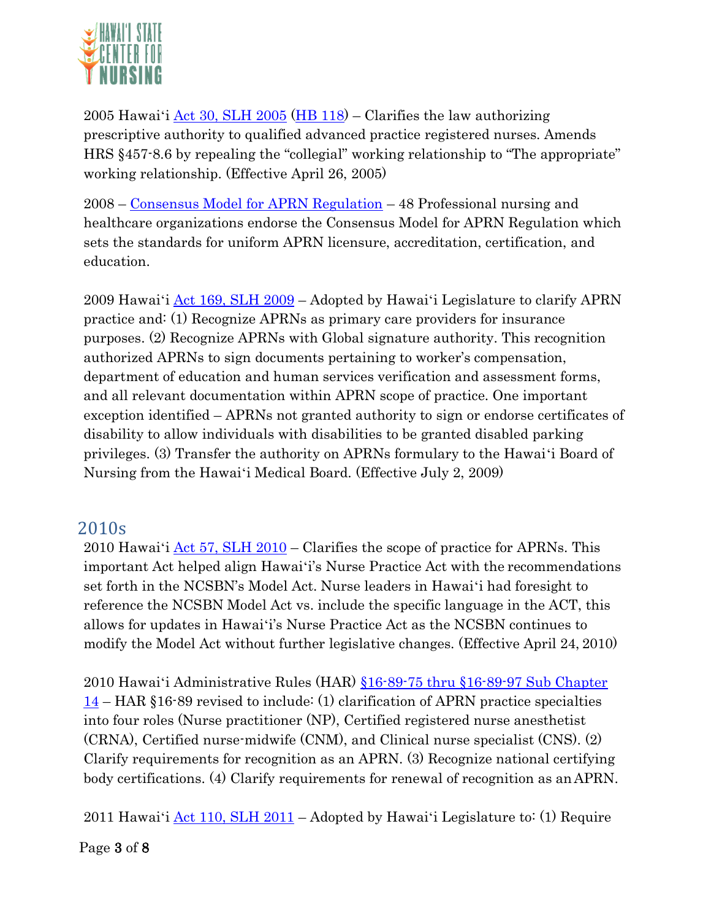2005 Hawaiʻi [Act 30, SLH 2005](#) ([HB 118](#)) – Clarifies the law authorizing prescriptive authority to qualified advanced practice registered nurses. Amends HRS §457-8.6 by repealing the "collegial" working relationship to "The appropriate" working relationship. (Effective April 26, 2005)

2008 – [Consensus Model for APRN Regulation](#) – 48 Professional nursing and healthcare organizations endorse the Consensus Model for APRN Regulation which sets the standards for uniform APRN licensure, accreditation, certification, and education.

2009 Hawaiʻi [Act 169, SLH 2009](#) – Adopted by Hawaiʻi Legislature to clarify APRN practice and: (1) Recognize APRNs as primary care providers for insurance purposes. (2) Recognize APRNs with Global signature authority. This recognition authorized APRNs to sign documents pertaining to worker's compensation, department of education and human services verification and assessment forms, and all relevant documentation within APRN scope of practice. One important exception identified – APRNs not granted authority to sign or endorse certificates of disability to allow individuals with disabilities to be granted disabled parking privileges. (3) Transfer the authority on APRNs formulary to the Hawaiʻi Board of Nursing from the Hawaiʻi Medical Board. (Effective July 2, 2009)

## 2010s

2010 Hawaiʻi [Act 57, SLH 2010](#) – Clarifies the scope of practice for APRNs. This important Act helped align Hawaiʻi's Nurse Practice Act with the recommendations set forth in the NCSBN's Model Act. Nurse leaders in Hawaiʻi had foresight to reference the NCSBN Model Act vs. include the specific language in the ACT, this allows for updates in Hawaiʻi's Nurse Practice Act as the NCSBN continues to modify the Model Act without further legislative changes. (Effective April 24, 2010)

2010 Hawaiʻi Administrative Rules (HAR) [§16-89-75 thru §16-89-97 Sub Chapter 14](#) – HAR §16-89 revised to include: (1) clarification of APRN practice specialties into four roles (Nurse practitioner (NP), Certified registered nurse anesthetist (CRNA), Certified nurse-midwife (CNM), and Clinical nurse specialist (CNS). (2) Clarify requirements for recognition as an APRN. (3) Recognize national certifying body certifications. (4) Clarify requirements for renewal of recognition as an APRN.

2011 Hawaiʻi [Act 110, SLH 2011](#) – Adopted by Hawaiʻi Legislature to: (1) Require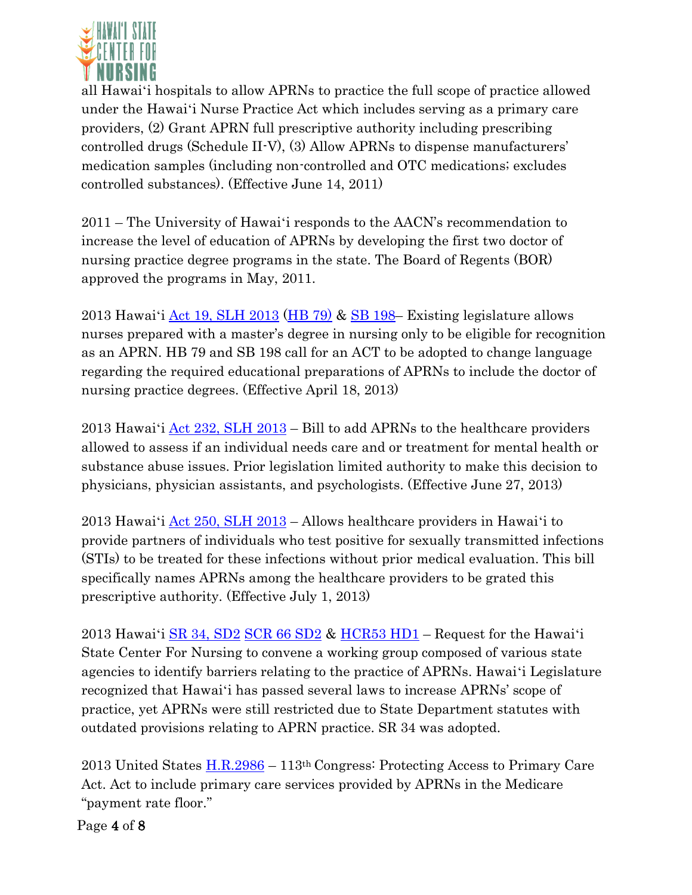all Hawaiʻi hospitals to allow APRNs to practice the full scope of practice allowed under the Hawaiʻi Nurse Practice Act which includes serving as a primary care providers, (2) Grant APRN full prescriptive authority including prescribing controlled drugs (Schedule II-V), (3) Allow APRNs to dispense manufacturers' medication samples (including non-controlled and OTC medications; excludes controlled substances). (Effective June 14, 2011)

2011 – The University of Hawaiʻi responds to the AACN's recommendation to increase the level of education of APRNs by developing the first two doctor of nursing practice degree programs in the state. The Board of Regents (BOR) approved the programs in May, 2011.

2013 Hawaiʻi Act 19, SLH 2013 (HB 79) & SB 198– Existing legislature allows nurses prepared with a master's degree in nursing only to be eligible for recognition as an APRN. HB 79 and SB 198 call for an ACT to be adopted to change language regarding the required educational preparations of APRNs to include the doctor of nursing practice degrees. (Effective April 18, 2013)

2013 Hawaiʻi Act 232, SLH 2013 – Bill to add APRNs to the healthcare providers allowed to assess if an individual needs care and or treatment for mental health or substance abuse issues. Prior legislation limited authority to make this decision to physicians, physician assistants, and psychologists. (Effective June 27, 2013)

2013 Hawaiʻi Act 250, SLH 2013 – Allows healthcare providers in Hawaiʻi to provide partners of individuals who test positive for sexually transmitted infections (STIs) to be treated for these infections without prior medical evaluation. This bill specifically names APRNs among the healthcare providers to be grated this prescriptive authority. (Effective July 1, 2013)

2013 Hawaiʻi SR 34, SD2 SCR 66 SD2 & HCR53 HD1 – Request for the Hawaiʻi State Center For Nursing to convene a working group composed of various state agencies to identify barriers relating to the practice of APRNs. Hawaiʻi Legislature recognized that Hawaiʻi has passed several laws to increase APRNs' scope of practice, yet APRNs were still restricted due to State Department statutes with outdated provisions relating to APRN practice. SR 34 was adopted.

2013 United States H.R.2986 – 113th Congress: Protecting Access to Primary Care Act. Act to include primary care services provided by APRNs in the Medicare "payment rate floor."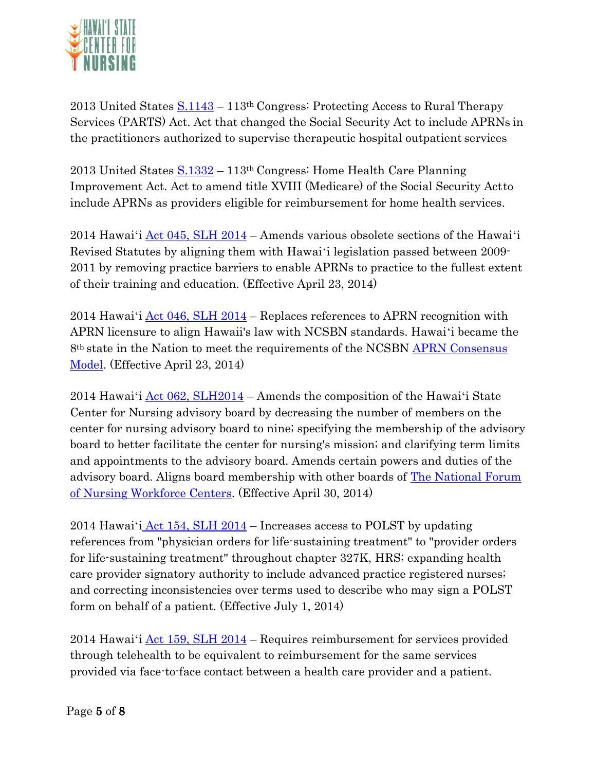2013 United States S.1143 – 113th Congress: Protecting Access to Rural Therapy Services (PARTS) Act. Act that changed the Social Security Act to include APRNs in the practitioners authorized to supervise therapeutic hospital outpatient services

2013 United States S.1332 – 113th Congress: Home Health Care Planning Improvement Act. Act to amend title XVIII (Medicare) of the Social Security Act to include APRNs as providers eligible for reimbursement for home health services.

2014 Hawaiʻi Act 045, SLH 2014 – Amends various obsolete sections of the Hawaiʻi Revised Statutes by aligning them with Hawaiʻi legislation passed between 2009-2011 by removing practice barriers to enable APRNs to practice to the fullest extent of their training and education. (Effective April 23, 2014)

2014 Hawaiʻi Act 046, SLH 2014 – Replaces references to APRN recognition with APRN licensure to align Hawaii's law with NCSBN standards. Hawaiʻi became the 8th state in the Nation to meet the requirements of the NCSBN APRN Consensus Model. (Effective April 23, 2014)

2014 Hawaiʻi Act 062, SLH2014 – Amends the composition of the Hawaiʻi State Center for Nursing advisory board by decreasing the number of members on the center for nursing advisory board to nine; specifying the membership of the advisory board to better facilitate the center for nursing's mission; and clarifying term limits and appointments to the advisory board. Amends certain powers and duties of the advisory board. Aligns board membership with other boards of The National Forum of Nursing Workforce Centers. (Effective April 30, 2014)

2014 Hawaiʻi Act 154, SLH 2014 – Increases access to POLST by updating references from "physician orders for life-sustaining treatment" to "provider orders for life-sustaining treatment" throughout chapter 327K, HRS; expanding health care provider signatory authority to include advanced practice registered nurses; and correcting inconsistencies over terms used to describe who may sign a POLST form on behalf of a patient. (Effective July 1, 2014)

2014 Hawaiʻi Act 159, SLH 2014 – Requires reimbursement for services provided through telehealth to be equivalent to reimbursement for the same services provided via face-to-face contact between a health care provider and a patient.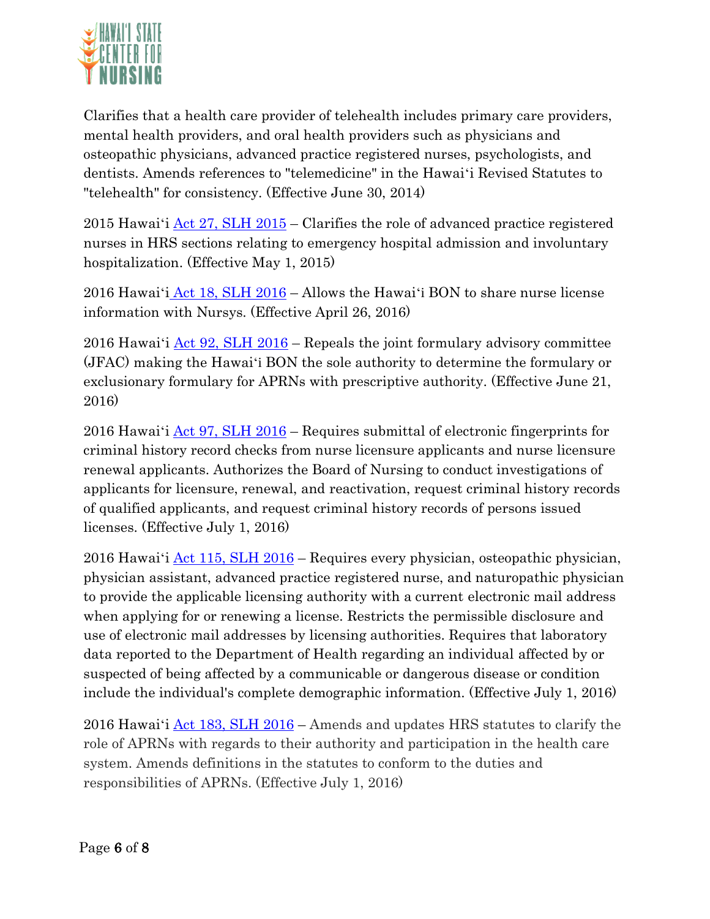Clarifies that a health care provider of telehealth includes primary care providers, mental health providers, and oral health providers such as physicians and osteopathic physicians, advanced practice registered nurses, psychologists, and dentists. Amends references to "telemedicine" in the Hawaiʻi Revised Statutes to "telehealth" for consistency. (Effective June 30, 2014)

2015 Hawaiʻi Act 27, SLH 2015 – Clarifies the role of advanced practice registered nurses in HRS sections relating to emergency hospital admission and involuntary hospitalization. (Effective May 1, 2015)

2016 Hawaiʻi Act 18, SLH 2016 – Allows the Hawaiʻi BON to share nurse license information with Nursys. (Effective April 26, 2016)

2016 Hawaiʻi Act 92, SLH 2016 – Repeals the joint formulary advisory committee (JFAC) making the Hawaiʻi BON the sole authority to determine the formulary or exclusionary formulary for APRNs with prescriptive authority. (Effective June 21, 2016)

2016 Hawaiʻi Act 97, SLH 2016 – Requires submittal of electronic fingerprints for criminal history record checks from nurse licensure applicants and nurse licensure renewal applicants. Authorizes the Board of Nursing to conduct investigations of applicants for licensure, renewal, and reactivation, request criminal history records of qualified applicants, and request criminal history records of persons issued licenses. (Effective July 1, 2016)

2016 Hawaiʻi Act 115, SLH 2016 – Requires every physician, osteopathic physician, physician assistant, advanced practice registered nurse, and naturopathic physician to provide the applicable licensing authority with a current electronic mail address when applying for or renewing a license. Restricts the permissible disclosure and use of electronic mail addresses by licensing authorities. Requires that laboratory data reported to the Department of Health regarding an individual affected by or suspected of being affected by a communicable or dangerous disease or condition include the individual's complete demographic information. (Effective July 1, 2016)

2016 Hawaiʻi Act 183, SLH 2016 – Amends and updates HRS statutes to clarify the role of APRNs with regards to their authority and participation in the health care system. Amends definitions in the statutes to conform to the duties and responsibilities of APRNs. (Effective July 1, 2016)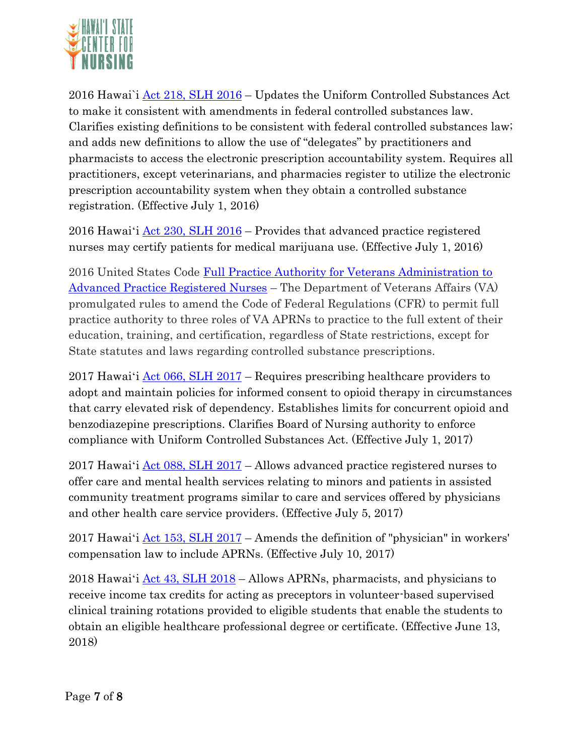2016 Hawai`i [Act 218, SLH 2016] – Updates the Uniform Controlled Substances Act to make it consistent with amendments in federal controlled substances law. Clarifies existing definitions to be consistent with federal controlled substances law; and adds new definitions to allow the use of "delegates" by practitioners and pharmacists to access the electronic prescription accountability system. Requires all practitioners, except veterinarians, and pharmacies register to utilize the electronic prescription accountability system when they obtain a controlled substance registration. (Effective July 1, 2016)

2016 Hawai'i [Act 230, SLH 2016] – Provides that advanced practice registered nurses may certify patients for medical marijuana use. (Effective July 1, 2016)

2016 United States Code [Full Practice Authority for Veterans Administration to Advanced Practice Registered Nurses] – The Department of Veterans Affairs (VA) promulgated rules to amend the Code of Federal Regulations (CFR) to permit full practice authority to three roles of VA APRNs to practice to the full extent of their education, training, and certification, regardless of State restrictions, except for State statutes and laws regarding controlled substance prescriptions.

2017 Hawai'i [Act 066, SLH 2017] – Requires prescribing healthcare providers to adopt and maintain policies for informed consent to opioid therapy in circumstances that carry elevated risk of dependency. Establishes limits for concurrent opioid and benzodiazepine prescriptions. Clarifies Board of Nursing authority to enforce compliance with Uniform Controlled Substances Act. (Effective July 1, 2017)

2017 Hawai'i [Act 088, SLH 2017] – Allows advanced practice registered nurses to offer care and mental health services relating to minors and patients in assisted community treatment programs similar to care and services offered by physicians and other health care service providers. (Effective July 5, 2017)

2017 Hawai'i [Act 153, SLH 2017] – Amends the definition of "physician" in workers' compensation law to include APRNs. (Effective July 10, 2017)

2018 Hawai'i [Act 43, SLH 2018] – Allows APRNs, pharmacists, and physicians to receive income tax credits for acting as preceptors in volunteer-based supervised clinical training rotations provided to eligible students that enable the students to obtain an eligible healthcare professional degree or certificate. (Effective June 13, 2018)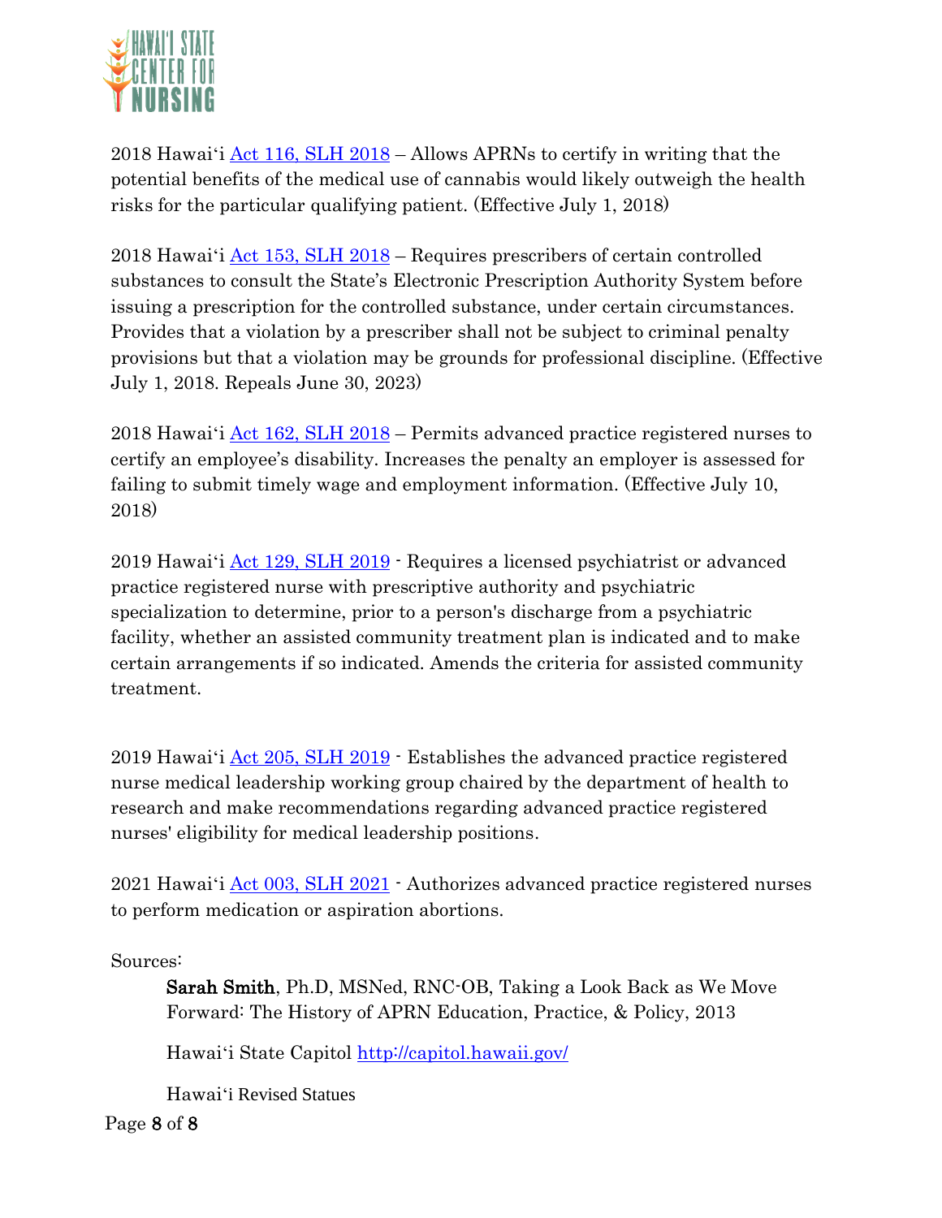2018 Hawaiʻi [Act 116, SLH 2018](#) – Allows APRNs to certify in writing that the potential benefits of the medical use of cannabis would likely outweigh the health risks for the particular qualifying patient. (Effective July 1, 2018)

2018 Hawaiʻi [Act 153, SLH 2018](#) – Requires prescribers of certain controlled substances to consult the State's Electronic Prescription Authority System before issuing a prescription for the controlled substance, under certain circumstances. Provides that a violation by a prescriber shall not be subject to criminal penalty provisions but that a violation may be grounds for professional discipline. (Effective July 1, 2018. Repeals June 30, 2023)

2018 Hawaiʻi [Act 162, SLH 2018](#) – Permits advanced practice registered nurses to certify an employee's disability. Increases the penalty an employer is assessed for failing to submit timely wage and employment information. (Effective July 10, 2018)

2019 Hawaiʻi [Act 129, SLH 2019](#) - Requires a licensed psychiatrist or advanced practice registered nurse with prescriptive authority and psychiatric specialization to determine, prior to a person's discharge from a psychiatric facility, whether an assisted community treatment plan is indicated and to make certain arrangements if so indicated. Amends the criteria for assisted community treatment.

2019 Hawaiʻi [Act 205, SLH 2019](#) - Establishes the advanced practice registered nurse medical leadership working group chaired by the department of health to research and make recommendations regarding advanced practice registered nurses' eligibility for medical leadership positions.

2021 Hawaiʻi [Act 003, SLH 2021](#) - Authorizes advanced practice registered nurses to perform medication or aspiration abortions.

Sources:

> **Sarah Smith**, Ph.D, MSNed, RNC-OB, Taking a Look Back as We Move Forward: The History of APRN Education, Practice, & Policy, 2013
>
> Hawaiʻi State Capitol [http://capitol.hawaii.gov/](http://capitol.hawaii.gov/)
>
> Hawaiʻi Revised Statues